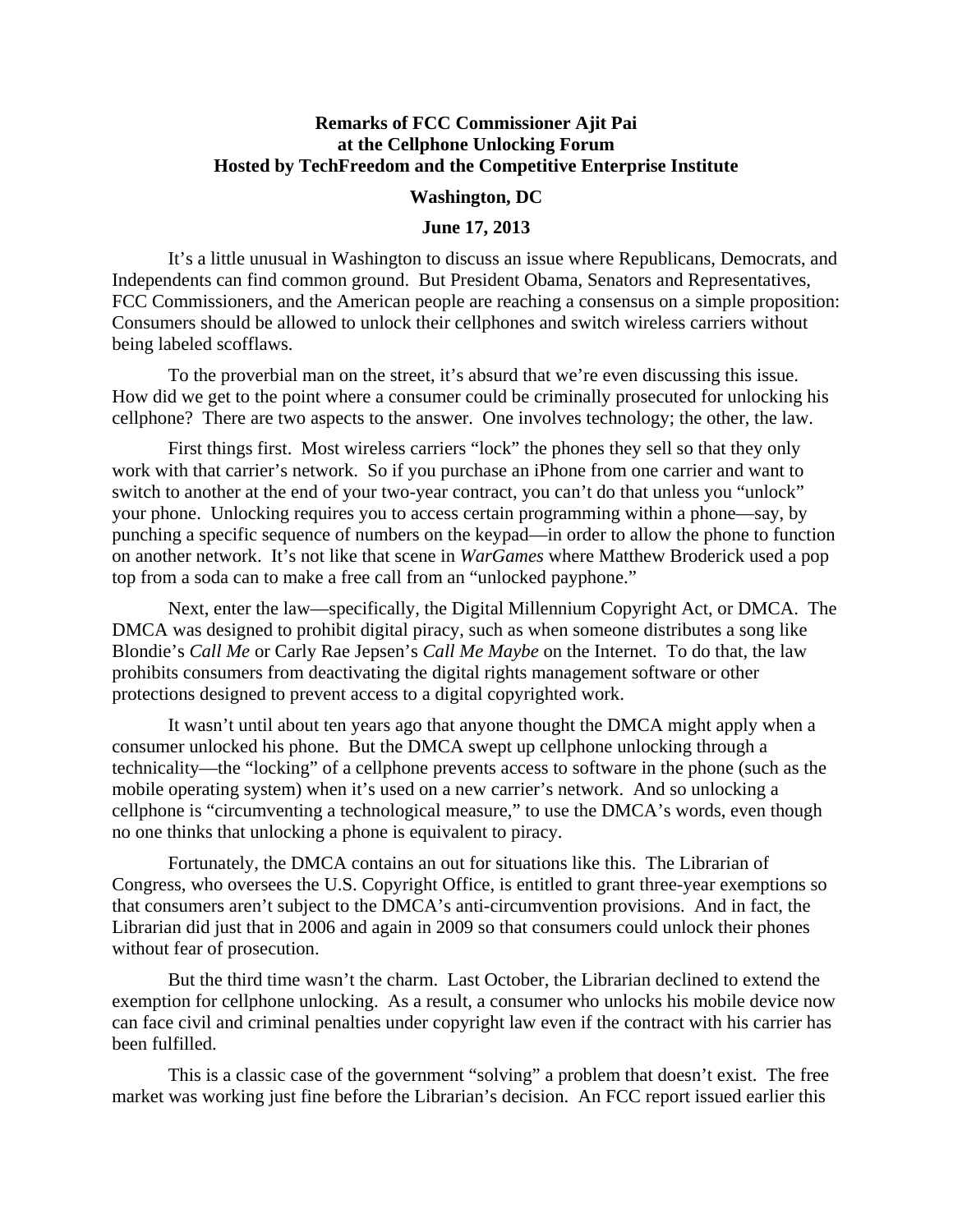**Remarks of FCC Commissioner Ajit Pai at the Cellphone Unlocking Forum Hosted by TechFreedom and the Competitive Enterprise Institute**

**Washington, DC**

**June 17, 2013**

It's a little unusual in Washington to discuss an issue where Republicans, Democrats, and Independents can find common ground. But President Obama, Senators and Representatives, FCC Commissioners, and the American people are reaching a consensus on a simple proposition: Consumers should be allowed to unlock their cellphones and switch wireless carriers without being labeled scofflaws.

To the proverbial man on the street, it's absurd that we're even discussing this issue. How did we get to the point where a consumer could be criminally prosecuted for unlocking his cellphone? There are two aspects to the answer. One involves technology; the other, the law.

First things first. Most wireless carriers "lock" the phones they sell so that they only work with that carrier's network. So if you purchase an iPhone from one carrier and want to switch to another at the end of your two-year contract, you can't do that unless you "unlock" your phone. Unlocking requires you to access certain programming within a phone—say, by punching a specific sequence of numbers on the keypad—in order to allow the phone to function on another network. It's not like that scene in *WarGames* where Matthew Broderick used a pop top from a soda can to make a free call from an "unlocked payphone."

Next, enter the law—specifically, the Digital Millennium Copyright Act, or DMCA. The DMCA was designed to prohibit digital piracy, such as when someone distributes a song like Blondie's *Call Me* or Carly Rae Jepsen's *Call Me Maybe* on the Internet. To do that, the law prohibits consumers from deactivating the digital rights management software or other protections designed to prevent access to a digital copyrighted work.

It wasn't until about ten years ago that anyone thought the DMCA might apply when a consumer unlocked his phone. But the DMCA swept up cellphone unlocking through a technicality—the "locking" of a cellphone prevents access to software in the phone (such as the mobile operating system) when it's used on a new carrier's network. And so unlocking a cellphone is "circumventing a technological measure," to use the DMCA's words, even though no one thinks that unlocking a phone is equivalent to piracy.

Fortunately, the DMCA contains an out for situations like this. The Librarian of Congress, who oversees the U.S. Copyright Office, is entitled to grant three-year exemptions so that consumers aren't subject to the DMCA's anti-circumvention provisions. And in fact, the Librarian did just that in 2006 and again in 2009 so that consumers could unlock their phones without fear of prosecution.

But the third time wasn't the charm. Last October, the Librarian declined to extend the exemption for cellphone unlocking. As a result, a consumer who unlocks his mobile device now can face civil and criminal penalties under copyright law even if the contract with his carrier has been fulfilled.

This is a classic case of the government "solving" a problem that doesn't exist. The free market was working just fine before the Librarian's decision. An FCC report issued earlier this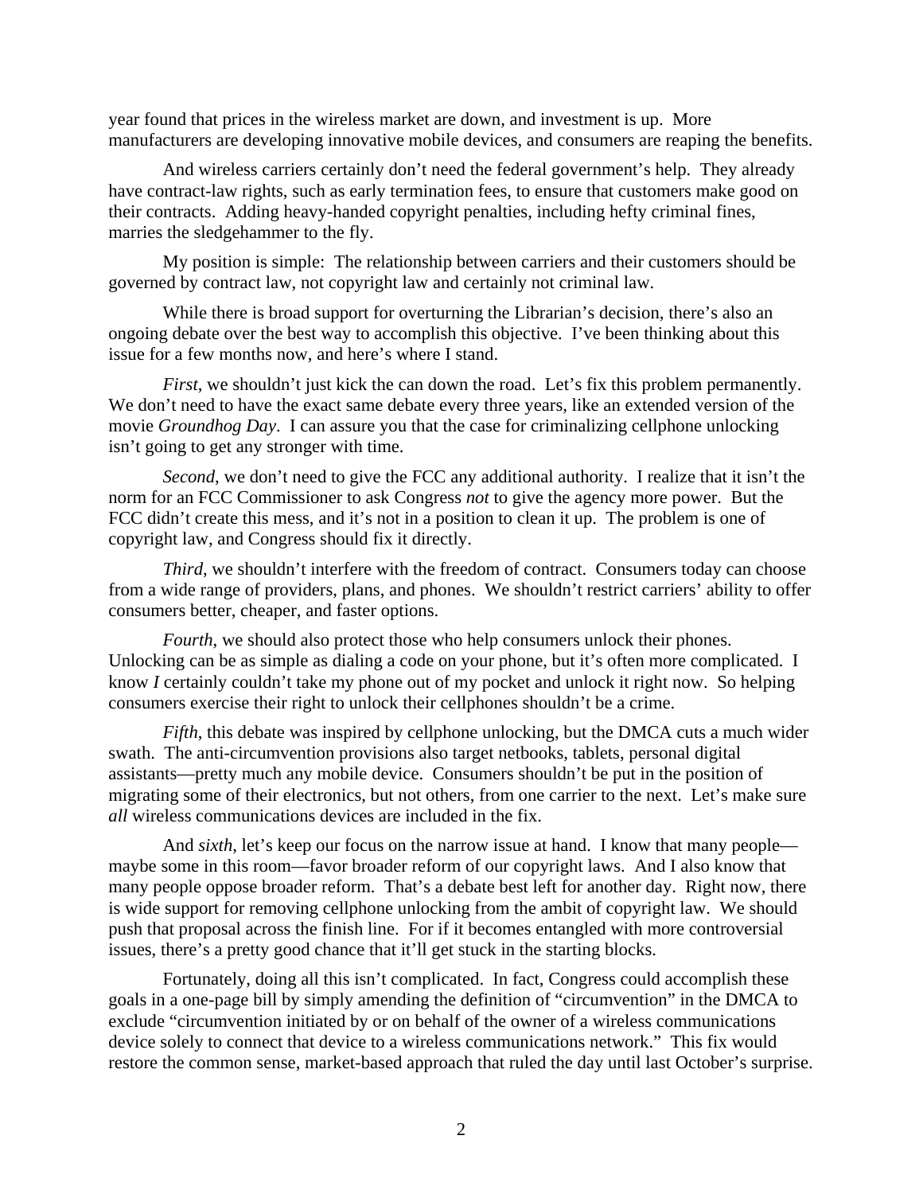year found that prices in the wireless market are down, and investment is up. More manufacturers are developing innovative mobile devices, and consumers are reaping the benefits.

And wireless carriers certainly don't need the federal government's help. They already have contract-law rights, such as early termination fees, to ensure that customers make good on their contracts. Adding heavy-handed copyright penalties, including hefty criminal fines, marries the sledgehammer to the fly.

My position is simple: The relationship between carriers and their customers should be governed by contract law, not copyright law and certainly not criminal law.

While there is broad support for overturning the Librarian's decision, there's also an ongoing debate over the best way to accomplish this objective. I've been thinking about this issue for a few months now, and here's where I stand.

*First*, we shouldn't just kick the can down the road. Let's fix this problem permanently. We don't need to have the exact same debate every three years, like an extended version of the movie *Groundhog Day*. I can assure you that the case for criminalizing cellphone unlocking isn't going to get any stronger with time.

*Second*, we don't need to give the FCC any additional authority. I realize that it isn't the norm for an FCC Commissioner to ask Congress *not* to give the agency more power. But the FCC didn't create this mess, and it's not in a position to clean it up. The problem is one of copyright law, and Congress should fix it directly.

*Third*, we shouldn't interfere with the freedom of contract. Consumers today can choose from a wide range of providers, plans, and phones. We shouldn't restrict carriers' ability to offer consumers better, cheaper, and faster options.

*Fourth*, we should also protect those who help consumers unlock their phones. Unlocking can be as simple as dialing a code on your phone, but it's often more complicated. I know *I* certainly couldn't take my phone out of my pocket and unlock it right now. So helping consumers exercise their right to unlock their cellphones shouldn't be a crime.

*Fifth*, this debate was inspired by cellphone unlocking, but the DMCA cuts a much wider swath. The anti-circumvention provisions also target netbooks, tablets, personal digital assistants—pretty much any mobile device. Consumers shouldn't be put in the position of migrating some of their electronics, but not others, from one carrier to the next. Let's make sure *all* wireless communications devices are included in the fix.

And *sixth*, let's keep our focus on the narrow issue at hand. I know that many people—maybe some in this room—favor broader reform of our copyright laws. And I also know that many people oppose broader reform. That's a debate best left for another day. Right now, there is wide support for removing cellphone unlocking from the ambit of copyright law. We should push that proposal across the finish line. For if it becomes entangled with more controversial issues, there's a pretty good chance that it'll get stuck in the starting blocks.

Fortunately, doing all this isn't complicated. In fact, Congress could accomplish these goals in a one-page bill by simply amending the definition of "circumvention" in the DMCA to exclude "circumvention initiated by or on behalf of the owner of a wireless communications device solely to connect that device to a wireless communications network." This fix would restore the common sense, market-based approach that ruled the day until last October's surprise.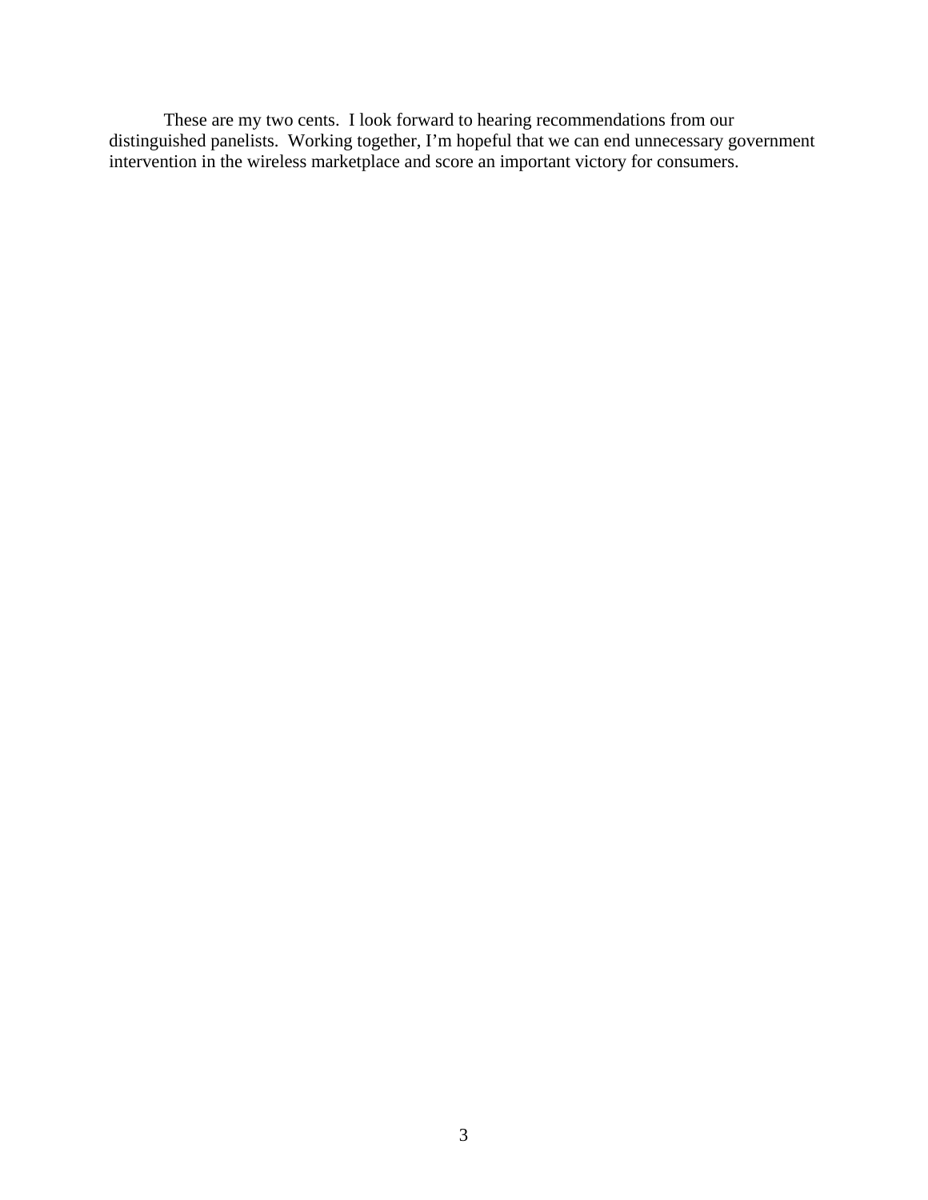These are my two cents. I look forward to hearing recommendations from our distinguished panelists. Working together, I'm hopeful that we can end unnecessary government intervention in the wireless marketplace and score an important victory for consumers.